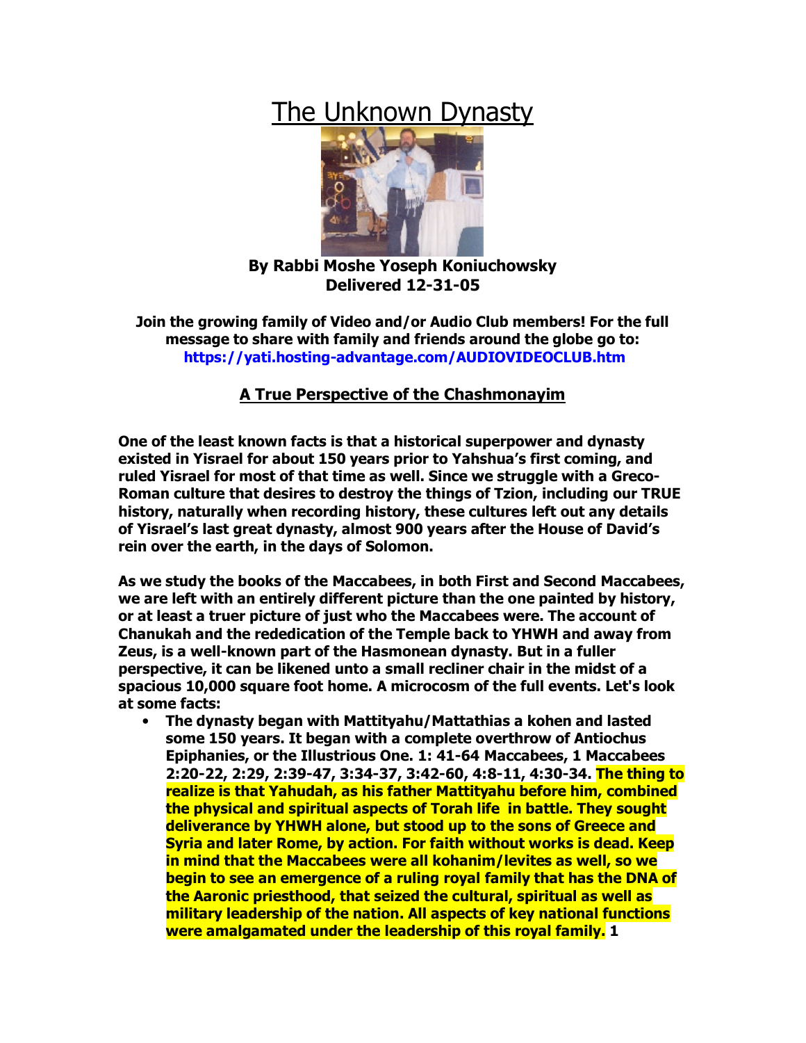# The Unknown Dynasty

**By Rabbi Moshe Yoseph Koniuchowsky**
**Delivered 12-31-05**

**Join the growing family of Video and/or Audio Club members! For the full message to share with family and friends around the globe go to: https://yati.hosting-advantage.com/AUDIOVIDEOCLUB.htm**

## A True Perspective of the Chashmonayim

**One of the least known facts is that a historical superpower and dynasty existed in Yisrael for about 150 years prior to Yahshua's first coming, and ruled Yisrael for most of that time as well. Since we struggle with a Greco-Roman culture that desires to destroy the things of Tzion, including our TRUE history, naturally when recording history, these cultures left out any details of Yisrael's last great dynasty, almost 900 years after the House of David's rein over the earth, in the days of Solomon.**

**As we study the books of the Maccabees, in both First and Second Maccabees, we are left with an entirely different picture than the one painted by history, or at least a truer picture of just who the Maccabees were. The account of Chanukah and the rededication of the Temple back to YHWH and away from Zeus, is a well-known part of the Hasmonean dynasty. But in a fuller perspective, it can be likened unto a small recliner chair in the midst of a spacious 10,000 square foot home. A microcosm of the full events. Let's look at some facts:**

- **The dynasty began with Mattityahu/Mattathias a kohen and lasted some 150 years. It began with a complete overthrow of Antiochus Epiphanies, or the Illustrious One. 1: 41-64 Maccabees, 1 Maccabees 2:20-22, 2:29, 2:39-47, 3:34-37, 3:42-60, 4:8-11, 4:30-34. The thing to realize is that Yahudah, as his father Mattityahu before him, combined the physical and spiritual aspects of Torah life in battle. They sought deliverance by YHWH alone, but stood up to the sons of Greece and Syria and later Rome, by action. For faith without works is dead. Keep in mind that the Maccabees were all kohanim/levites as well, so we begin to see an emergence of a ruling royal family that has the DNA of the Aaronic priesthood, that seized the cultural, spiritual as well as military leadership of the nation. All aspects of key national functions were amalgamated under the leadership of this royal family.**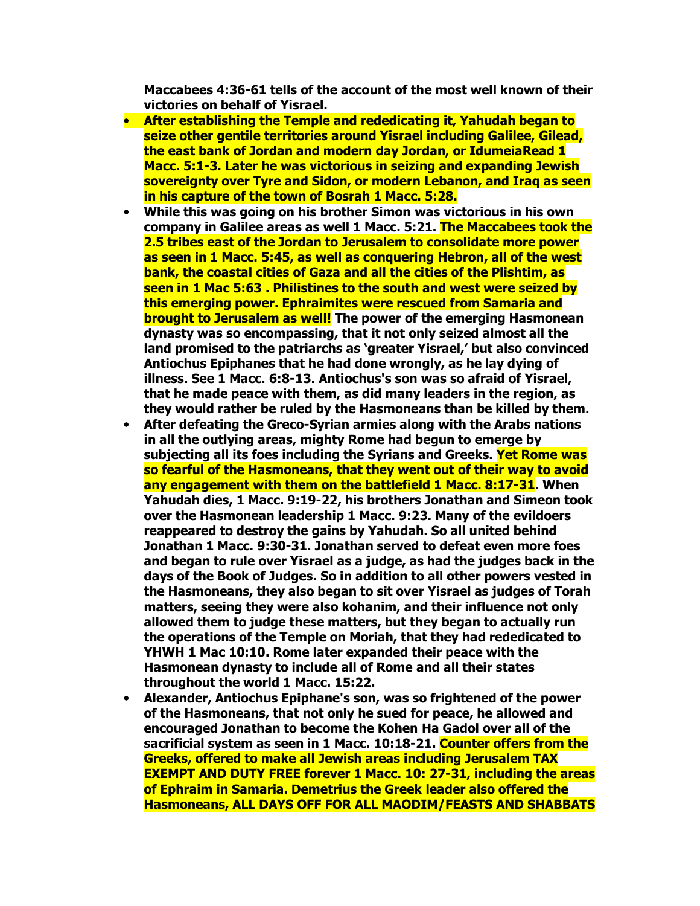**Maccabees 4:36-61 tells of the account of the most well known of their victories on behalf of Yisrael.**

- **After establishing the Temple and rededicating it, Yahudah began to seize other gentile territories around Yisrael including Galilee, Gilead, the east bank of Jordan and modern day Jordan, or IdumeiaRead 1 Macc. 5:1-3. Later he was victorious in seizing and expanding Jewish sovereignty over Tyre and Sidon, or modern Lebanon, and Iraq as seen in his capture of the town of Bosrah 1 Macc. 5:28.**
- **While this was going on his brother Simon was victorious in his own company in Galilee areas as well 1 Macc. 5:21. The Maccabees took the 2.5 tribes east of the Jordan to Jerusalem to consolidate more power as seen in 1 Macc. 5:45, as well as conquering Hebron, all of the west bank, the coastal cities of Gaza and all the cities of the Plishtim, as seen in 1 Mac 5:63 . Philistines to the south and west were seized by this emerging power. Ephraimites were rescued from Samaria and brought to Jerusalem as well! The power of the emerging Hasmonean dynasty was so encompassing, that it not only seized almost all the land promised to the patriarchs as 'greater Yisrael,' but also convinced Antiochus Epiphanes that he had done wrongly, as he lay dying of illness. See 1 Macc. 6:8-13. Antiochus's son was so afraid of Yisrael, that he made peace with them, as did many leaders in the region, as they would rather be ruled by the Hasmoneans than be killed by them.**
- **After defeating the Greco-Syrian armies along with the Arabs nations in all the outlying areas, mighty Rome had begun to emerge by subjecting all its foes including the Syrians and Greeks. Yet Rome was so fearful of the Hasmoneans, that they went out of their way to avoid any engagement with them on the battlefield 1 Macc. 8:17-31. When Yahudah dies, 1 Macc. 9:19-22, his brothers Jonathan and Simeon took over the Hasmonean leadership 1 Macc. 9:23. Many of the evildoers reappeared to destroy the gains by Yahudah. So all united behind Jonathan 1 Macc. 9:30-31. Jonathan served to defeat even more foes and began to rule over Yisrael as a judge, as had the judges back in the days of the Book of Judges. So in addition to all other powers vested in the Hasmoneans, they also began to sit over Yisrael as judges of Torah matters, seeing they were also kohanim, and their influence not only allowed them to judge these matters, but they began to actually run the operations of the Temple on Moriah, that they had rededicated to YHWH 1 Mac 10:10. Rome later expanded their peace with the Hasmonean dynasty to include all of Rome and all their states throughout the world 1 Macc. 15:22.**
- **Alexander, Antiochus Epiphane's son, was so frightened of the power of the Hasmoneans, that not only he sued for peace, he allowed and encouraged Jonathan to become the Kohen Ha Gadol over all of the sacrificial system as seen in 1 Macc. 10:18-21. Counter offers from the Greeks, offered to make all Jewish areas including Jerusalem TAX EXEMPT AND DUTY FREE forever 1 Macc. 10: 27-31, including the areas of Ephraim in Samaria. Demetrius the Greek leader also offered the Hasmoneans, ALL DAYS OFF FOR ALL MAODIM/FEASTS AND SHABBATS**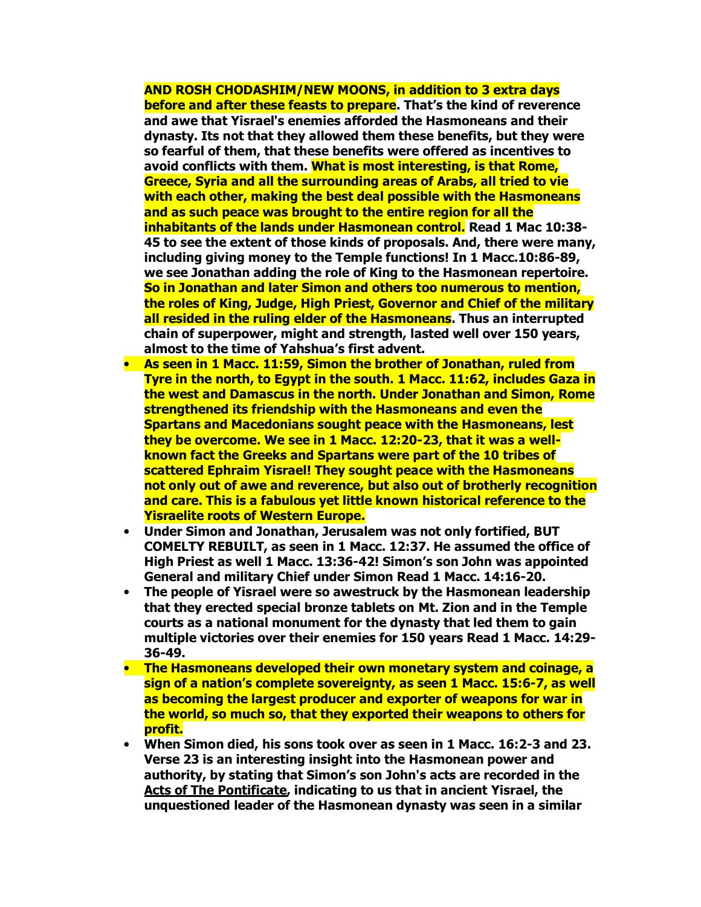**AND ROSH CHODASHIM/NEW MOONS, in addition to 3 extra days before and after these feasts to prepare. That's the kind of reverence and awe that Yisrael's enemies afforded the Hasmoneans and their dynasty. Its not that they allowed them these benefits, but they were so fearful of them, that these benefits were offered as incentives to avoid conflicts with them. What is most interesting, is that Rome, Greece, Syria and all the surrounding areas of Arabs, all tried to vie with each other, making the best deal possible with the Hasmoneans and as such peace was brought to the entire region for all the inhabitants of the lands under Hasmonean control. Read 1 Mac 10:38-45 to see the extent of those kinds of proposals. And, there were many, including giving money to the Temple functions! In 1 Macc.10:86-89, we see Jonathan adding the role of King to the Hasmonean repertoire. So in Jonathan and later Simon and others too numerous to mention, the roles of King, Judge, High Priest, Governor and Chief of the military all resided in the ruling elder of the Hasmoneans. Thus an interrupted chain of superpower, might and strength, lasted well over 150 years, almost to the time of Yahshua's first advent.**

- **As seen in 1 Macc. 11:59, Simon the brother of Jonathan, ruled from Tyre in the north, to Egypt in the south. 1 Macc. 11:62, includes Gaza in the west and Damascus in the north. Under Jonathan and Simon, Rome strengthened its friendship with the Hasmoneans and even the Spartans and Macedonians sought peace with the Hasmoneans, lest they be overcome. We see in 1 Macc. 12:20-23, that it was a well-known fact the Greeks and Spartans were part of the 10 tribes of scattered Ephraim Yisrael! They sought peace with the Hasmoneans not only out of awe and reverence, but also out of brotherly recognition and care. This is a fabulous yet little known historical reference to the Yisraelite roots of Western Europe.**
- **Under Simon and Jonathan, Jerusalem was not only fortified, BUT COMELTY REBUILT, as seen in 1 Macc. 12:37. He assumed the office of High Priest as well 1 Macc. 13:36-42! Simon's son John was appointed General and military Chief under Simon Read 1 Macc. 14:16-20.**
- **The people of Yisrael were so awestruck by the Hasmonean leadership that they erected special bronze tablets on Mt. Zion and in the Temple courts as a national monument for the dynasty that led them to gain multiple victories over their enemies for 150 years Read 1 Macc. 14:29-36-49.**
- **The Hasmoneans developed their own monetary system and coinage, a sign of a nation's complete sovereignty, as seen 1 Macc. 15:6-7, as well as becoming the largest producer and exporter of weapons for war in the world, so much so, that they exported their weapons to others for profit.**
- **When Simon died, his sons took over as seen in 1 Macc. 16:2-3 and 23. Verse 23 is an interesting insight into the Hasmonean power and authority, by stating that Simon's son John's acts are recorded in the <u>Acts of The Pontificate</u>, indicating to us that in ancient Yisrael, the unquestioned leader of the Hasmonean dynasty was seen in a similar**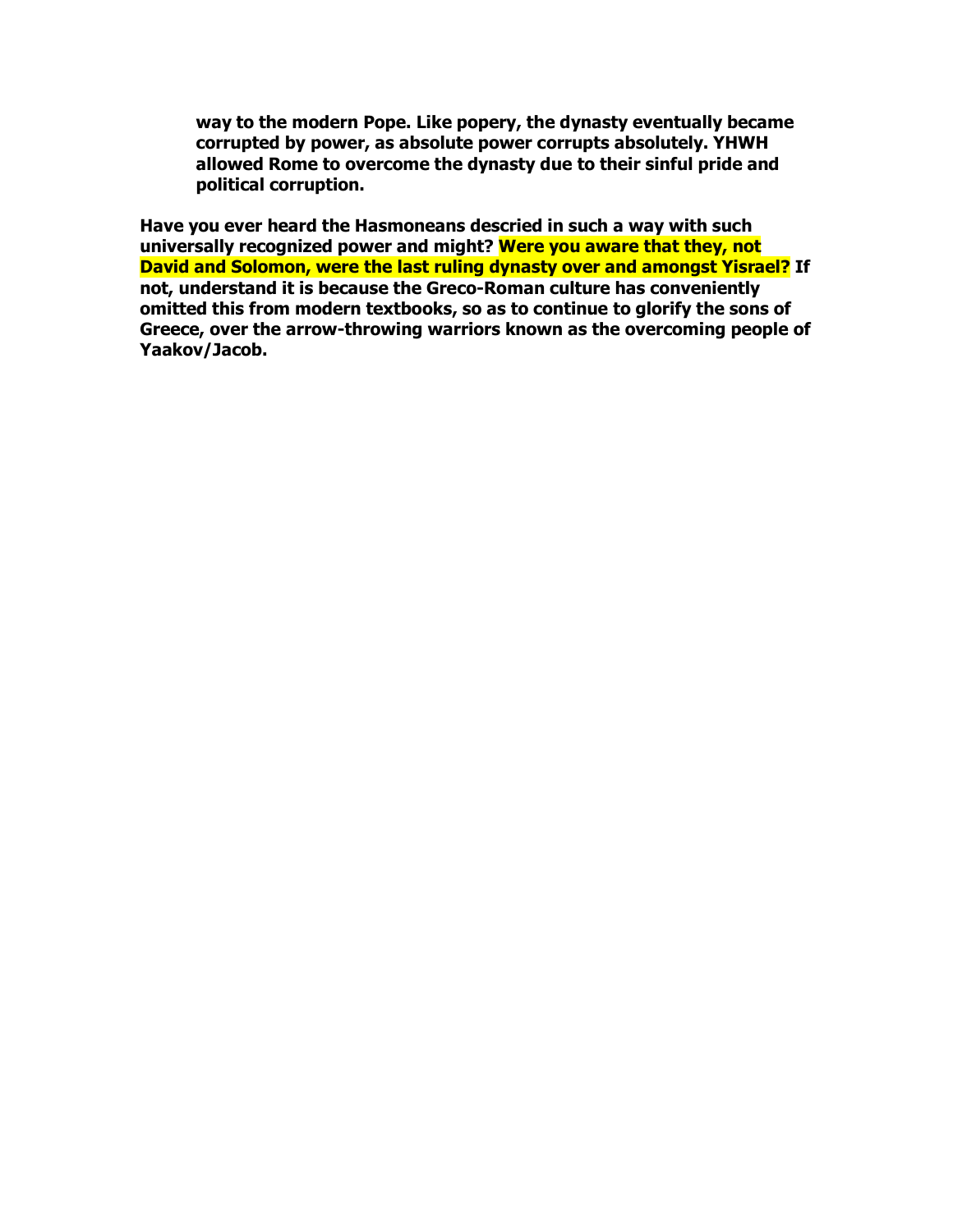> **way to the modern Pope. Like popery, the dynasty eventually became corrupted by power, as absolute power corrupts absolutely. YHWH allowed Rome to overcome the dynasty due to their sinful pride and political corruption.**

**Have you ever heard the Hasmoneans descried in such a way with such universally recognized power and might? <mark>Were you aware that they, not David and Solomon, were the last ruling dynasty over and amongst Yisrael?</mark> If not, understand it is because the Greco-Roman culture has conveniently omitted this from modern textbooks, so as to continue to glorify the sons of Greece, over the arrow-throwing warriors known as the overcoming people of Yaakov/Jacob.**